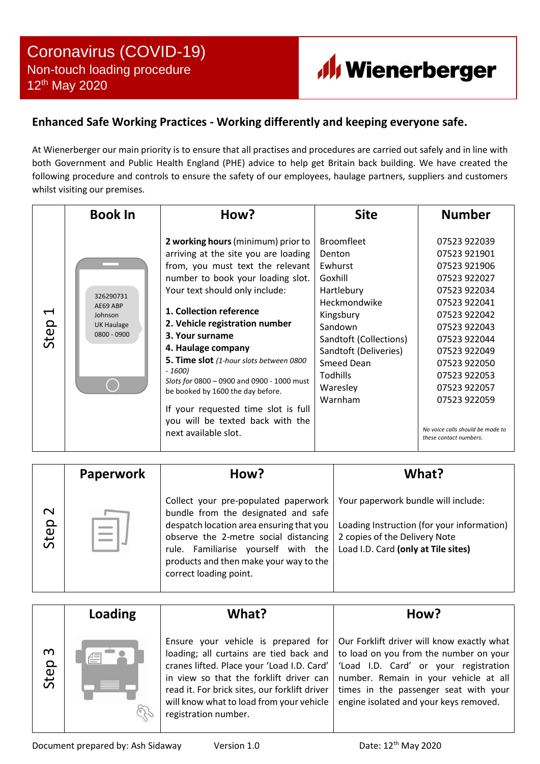# Coronavirus (COVID-19)

## Non-touch loading procedure

12th May 2020

Wienerberger

### Enhanced Safe Working Practices - Working differently and keeping everyone safe.

At Wienerberger our main priority is to ensure that all practises and procedures are carried out safely and in line with both Government and Public Health England (PHE) advice to help get Britain back building. We have created the following procedure and controls to ensure the safety of our employees, haulage partners, suppliers and customers whilst visiting our premises.

| | Book In | How? | Site | Number |
|---|---|---|---|---|
| Step 1 | 326290731<br>AE69 ABP<br>Johnson<br>UK Haulage<br>0800 - 0900 | **2 working hours** (minimum) prior to arriving at the site you are loading from, you must text the relevant number to book your loading slot. Your text should only include:<br><br>**1. Collection reference**<br>**2. Vehicle registration number**<br>**3. Your surname**<br>**4. Haulage company**<br>**5. Time slot** *(1-hour slots between 0800 - 1600)*<br>*Slots for* 0800 – 0900 and 0900 - 1000 must be booked by 1600 the day before.<br><br>If your requested time slot is full you will be texted back with the next available slot. | Broomfleet<br>Denton<br>Ewhurst<br>Goxhill<br>Hartlebury<br>Heckmondwike<br>Kingsbury<br>Sandown<br>Sandtoft (Collections)<br>Sandtoft (Deliveries)<br>Smeed Dean<br>Todhills<br>Waresley<br>Warnham | 07523 922039<br>07523 921901<br>07523 921906<br>07523 922027<br>07523 922034<br>07523 922041<br>07523 922042<br>07523 922043<br>07523 922044<br>07523 922049<br>07523 922050<br>07523 922053<br>07523 922057<br>07523 922059<br><br>*No voice calls should be made to these contact numbers.* |

| | Paperwork | How? | What? |
|---|---|---|---|
| Step 2 | | Collect your pre-populated paperwork bundle from the designated and safe despatch location area ensuring that you observe the 2-metre social distancing rule. Familiarise yourself with the products and then make your way to the correct loading point. | Your paperwork bundle will include:<br><br>Loading Instruction (for your information)<br>2 copies of the Delivery Note<br>Load I.D. Card **(only at Tile sites)** |

| | Loading | What? | How? |
|---|---|---|---|
| Step 3 | | Ensure your vehicle is prepared for loading; all curtains are tied back and cranes lifted. Place your 'Load I.D. Card' in view so that the forklift driver can read it. For brick sites, our forklift driver will know what to load from your vehicle registration number. | Our Forklift driver will know exactly what to load on you from the number on your 'Load I.D. Card' or your registration number. Remain in your vehicle at all times in the passenger seat with your engine isolated and your keys removed. |

Document prepared by: Ash Sidaway    Version 1.0    Date: 12th May 2020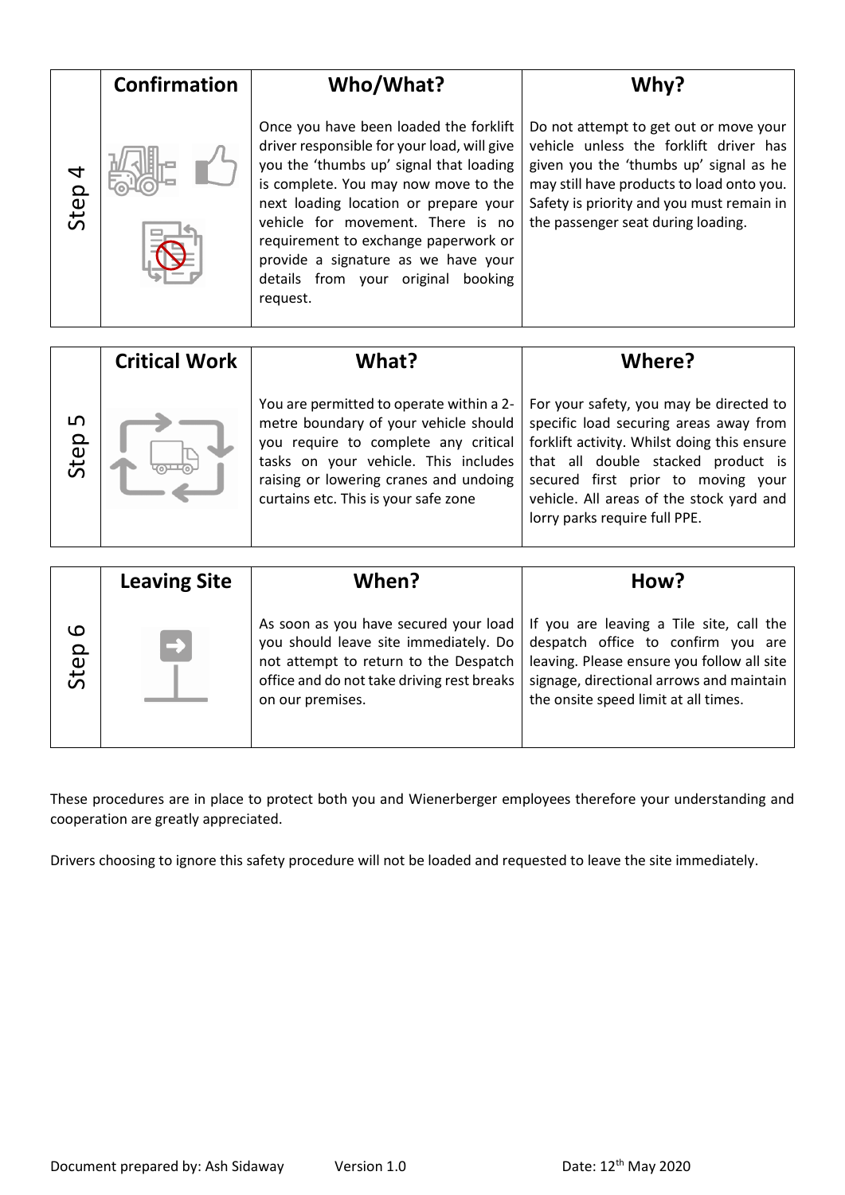| Step | | | |
|---|---|---|---|
| Step 4 | **Confirmation** | **Who/What?** | **Why?** |
| | | Once you have been loaded the forklift driver responsible for your load, will give you the 'thumbs up' signal that loading is complete. You may now move to the next loading location or prepare your vehicle for movement. There is no requirement to exchange paperwork or provide a signature as we have your details from your original booking request. | Do not attempt to get out or move your vehicle unless the forklift driver has given you the 'thumbs up' signal as he may still have products to load onto you. Safety is priority and you must remain in the passenger seat during loading. |

| Step | | | |
|---|---|---|---|
| Step 5 | **Critical Work** | **What?** | **Where?** |
| | | You are permitted to operate within a 2-metre boundary of your vehicle should you require to complete any critical tasks on your vehicle. This includes raising or lowering cranes and undoing curtains etc. This is your safe zone | For your safety, you may be directed to specific load securing areas away from forklift activity. Whilst doing this ensure that all double stacked product is secured first prior to moving your vehicle. All areas of the stock yard and lorry parks require full PPE. |

| Step | | | |
|---|---|---|---|
| Step 6 | **Leaving Site** | **When?** | **How?** |
| | | As soon as you have secured your load you should leave site immediately. Do not attempt to return to the Despatch office and do not take driving rest breaks on our premises. | If you are leaving a Tile site, call the despatch office to confirm you are leaving. Please ensure you follow all site signage, directional arrows and maintain the onsite speed limit at all times. |

These procedures are in place to protect both you and Wienerberger employees therefore your understanding and cooperation are greatly appreciated.

Drivers choosing to ignore this safety procedure will not be loaded and requested to leave the site immediately.

Document prepared by: Ash Sidaway Version 1.0 Date: 12th May 2020